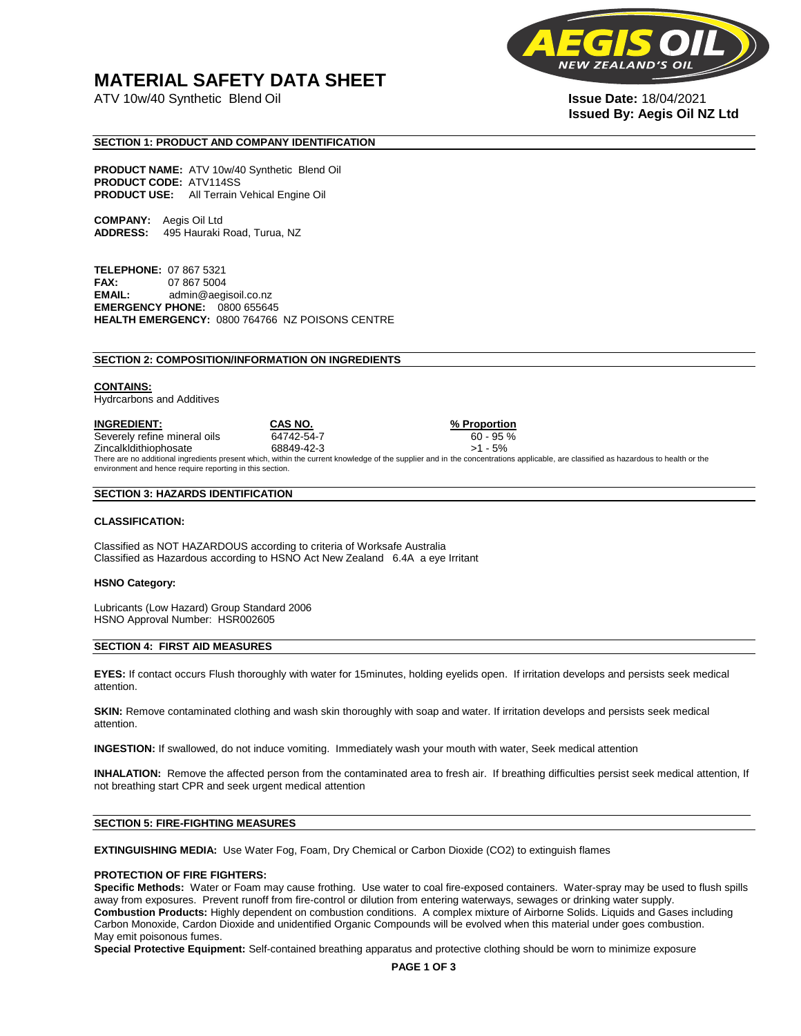# MATERIAL SAFETY DATA SHEET

ATV 10w/40 Synthetic Blend Oil

**Issue Date:** 18/04/2021
**Issued By: Aegis Oil NZ Ltd**

## SECTION 1: PRODUCT AND COMPANY IDENTIFICATION

**PRODUCT NAME:** ATV 10w/40 Synthetic Blend Oil
**PRODUCT CODE:** ATV114SS
**PRODUCT USE:** All Terrain Vehical Engine Oil

**COMPANY:** Aegis Oil Ltd
**ADDRESS:** 495 Hauraki Road, Turua, NZ

**TELEPHONE:** 07 867 5321
**FAX:** 07 867 5004
**EMAIL:** admin@aegisoil.co.nz
**EMERGENCY PHONE:** 0800 655645
**HEALTH EMERGENCY:** 0800 764766 NZ POISONS CENTRE

## SECTION 2: COMPOSITION/INFORMATION ON INGREDIENTS

**CONTAINS:**
Hydrcarbons and Additives

| INGREDIENT: | CAS NO. | % Proportion |
|---|---|---|
| Severely refine mineral oils | 64742-54-7 | 60 - 95 % |
| Zincalkldithiophosate | 68849-42-3 | >1 - 5% |

There are no additional ingredients present which, within the current knowledge of the supplier and in the concentrations applicable, are classified as hazardous to health or the environment and hence require reporting in this section.

## SECTION 3: HAZARDS IDENTIFICATION

**CLASSIFICATION:**

Classified as NOT HAZARDOUS according to criteria of Worksafe Australia
Classified as Hazardous according to HSNO Act New Zealand 6.4A a eye Irritant

**HSNO Category:**

Lubricants (Low Hazard) Group Standard 2006
HSNO Approval Number: HSR002605

## SECTION 4: FIRST AID MEASURES

**EYES:** If contact occurs Flush thoroughly with water for 15minutes, holding eyelids open. If irritation develops and persists seek medical attention.

**SKIN:** Remove contaminated clothing and wash skin thoroughly with soap and water. If irritation develops and persists seek medical attention.

**INGESTION:** If swallowed, do not induce vomiting. Immediately wash your mouth with water, Seek medical attention

**INHALATION:** Remove the affected person from the contaminated area to fresh air. If breathing difficulties persist seek medical attention, If not breathing start CPR and seek urgent medical attention

## SECTION 5: FIRE-FIGHTING MEASURES

**EXTINGUISHING MEDIA:** Use Water Fog, Foam, Dry Chemical or Carbon Dioxide ($CO_2$) to extinguish flames

**PROTECTION OF FIRE FIGHTERS:**
**Specific Methods:** Water or Foam may cause frothing. Use water to coal fire-exposed containers. Water-spray may be used to flush spills away from exposures. Prevent runoff from fire-control or dilution from entering waterways, sewages or drinking water supply.
**Combustion Products:** Highly dependent on combustion conditions. A complex mixture of Airborne Solids. Liquids and Gases including Carbon Monoxide, Cardon Dioxide and unidentified Organic Compounds will be evolved when this material under goes combustion.
May emit poisonous fumes.
**Special Protective Equipment:** Self-contained breathing apparatus and protective clothing should be worn to minimize exposure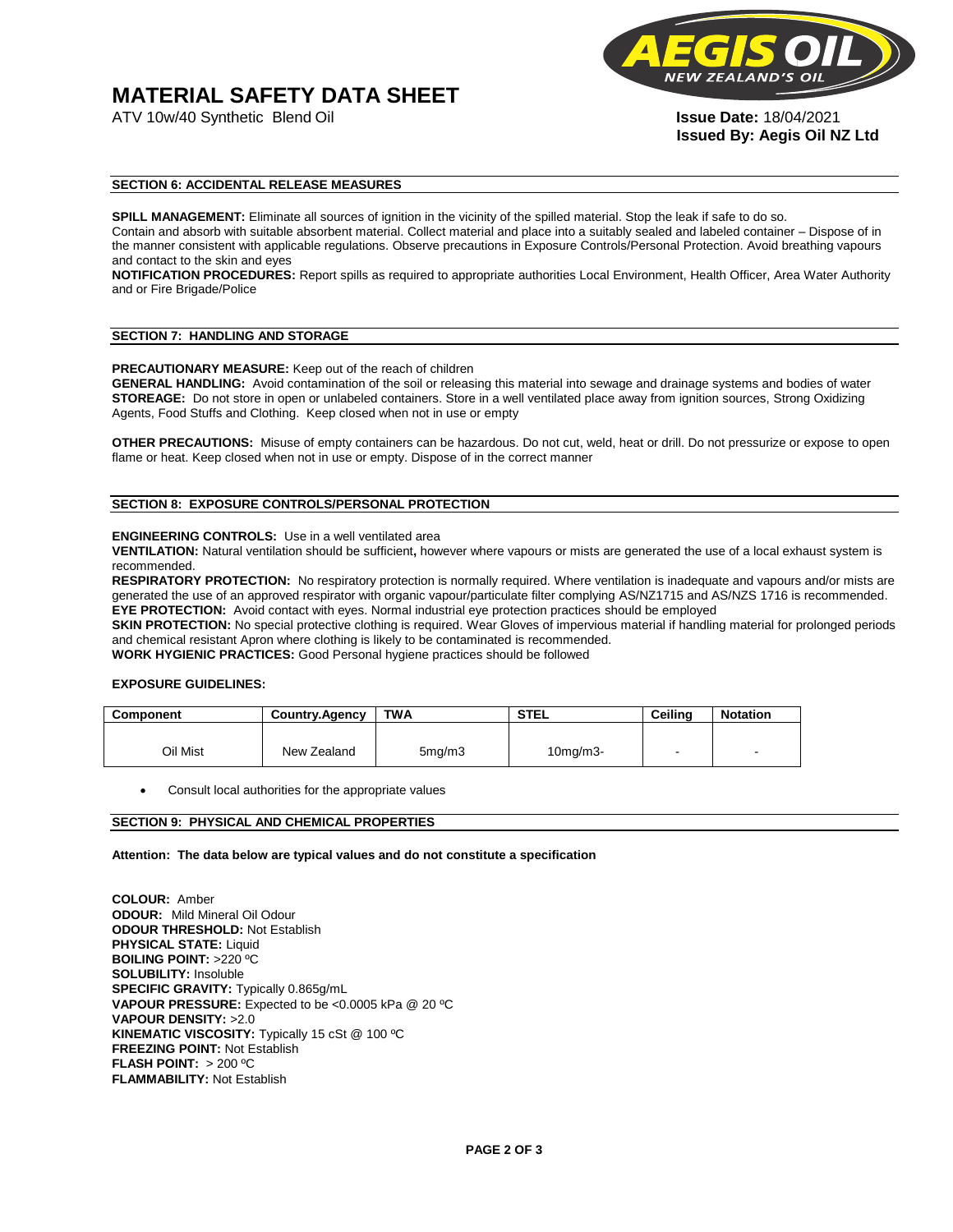# MATERIAL SAFETY DATA SHEET

ATV 10w/40 Synthetic Blend Oil

**Issue Date:** 18/04/2021
**Issued By: Aegis Oil NZ Ltd**

## SECTION 6: ACCIDENTAL RELEASE MEASURES

**SPILL MANAGEMENT:** Eliminate all sources of ignition in the vicinity of the spilled material. Stop the leak if safe to do so. Contain and absorb with suitable absorbent material. Collect material and place into a suitably sealed and labeled container – Dispose of in the manner consistent with applicable regulations. Observe precautions in Exposure Controls/Personal Protection. Avoid breathing vapours and contact to the skin and eyes

**NOTIFICATION PROCEDURES:** Report spills as required to appropriate authorities Local Environment, Health Officer, Area Water Authority and or Fire Brigade/Police

## SECTION 7: HANDLING AND STORAGE

**PRECAUTIONARY MEASURE:** Keep out of the reach of children

**GENERAL HANDLING:** Avoid contamination of the soil or releasing this material into sewage and drainage systems and bodies of water

**STOREAGE:** Do not store in open or unlabeled containers. Store in a well ventilated place away from ignition sources, Strong Oxidizing Agents, Food Stuffs and Clothing. Keep closed when not in use or empty

**OTHER PRECAUTIONS:** Misuse of empty containers can be hazardous. Do not cut, weld, heat or drill. Do not pressurize or expose to open flame or heat. Keep closed when not in use or empty. Dispose of in the correct manner

## SECTION 8: EXPOSURE CONTROLS/PERSONAL PROTECTION

**ENGINEERING CONTROLS:** Use in a well ventilated area

**VENTILATION:** Natural ventilation should be sufficient**,** however where vapours or mists are generated the use of a local exhaust system is recommended.

**RESPIRATORY PROTECTION:** No respiratory protection is normally required. Where ventilation is inadequate and vapours and/or mists are generated the use of an approved respirator with organic vapour/particulate filter complying AS/NZ1715 and AS/NZS 1716 is recommended.

**EYE PROTECTION:** Avoid contact with eyes. Normal industrial eye protection practices should be employed

**SKIN PROTECTION:** No special protective clothing is required. Wear Gloves of impervious material if handling material for prolonged periods and chemical resistant Apron where clothing is likely to be contaminated is recommended.

**WORK HYGIENIC PRACTICES:** Good Personal hygiene practices should be followed

**EXPOSURE GUIDELINES:**

| Component | Country.Agency | TWA | STEL | Ceiling | Notation |
|---|---|---|---|---|---|
| Oil Mist | New Zealand | 5mg/m3 | 10mg/m3- | - | - |

- Consult local authorities for the appropriate values

## SECTION 9: PHYSICAL AND CHEMICAL PROPERTIES

**Attention: The data below are typical values and do not constitute a specification**

**COLOUR:** Amber
**ODOUR:** Mild Mineral Oil Odour
**ODOUR THRESHOLD:** Not Establish
**PHYSICAL STATE:** Liquid
**BOILING POINT:** >220 ºC
**SOLUBILITY:** Insoluble
**SPECIFIC GRAVITY:** Typically 0.865g/mL
**VAPOUR PRESSURE:** Expected to be <0.0005 kPa @ 20 ºC
**VAPOUR DENSITY:** >2.0
**KINEMATIC VISCOSITY:** Typically 15 cSt @ 100 ºC
**FREEZING POINT:** Not Establish
**FLASH POINT:** > 200 ºC
**FLAMMABILITY:** Not Establish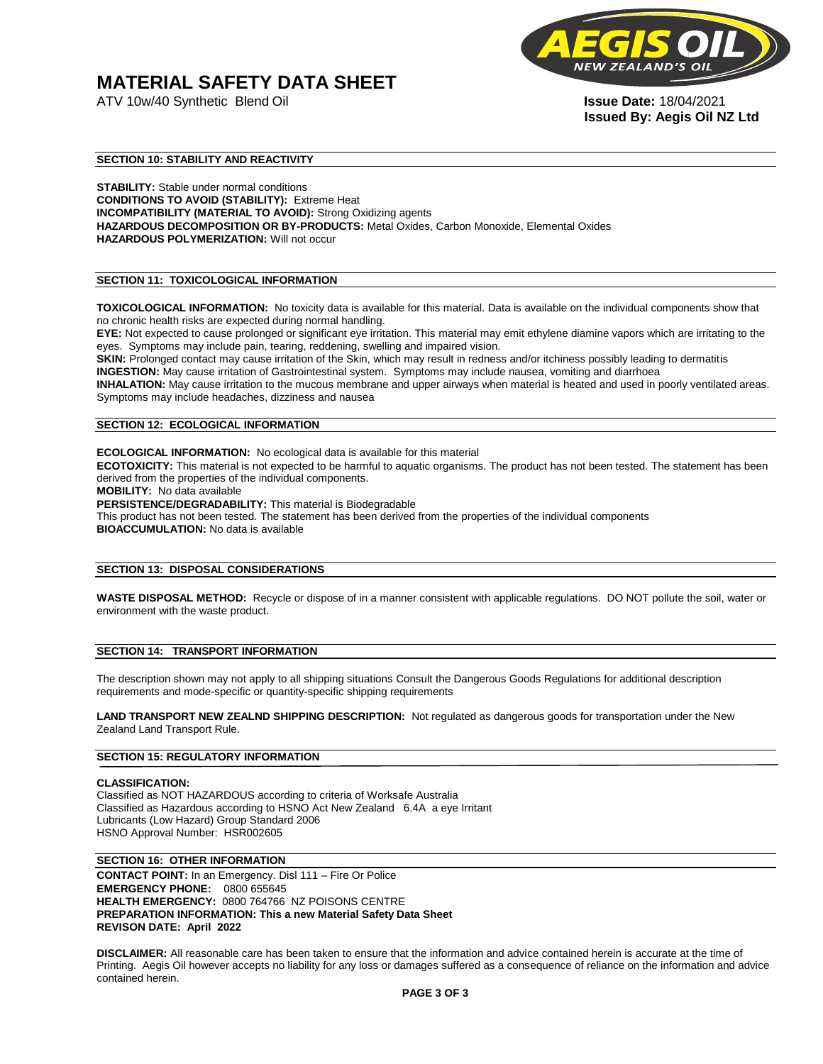# MATERIAL SAFETY DATA SHEET

ATV 10w/40 Synthetic Blend Oil

**Issue Date:** 18/04/2021
**Issued By: Aegis Oil NZ Ltd**

## SECTION 10: STABILITY AND REACTIVITY

**STABILITY:** Stable under normal conditions
**CONDITIONS TO AVOID (STABILITY):** Extreme Heat
**INCOMPATIBILITY (MATERIAL TO AVOID):** Strong Oxidizing agents
**HAZARDOUS DECOMPOSITION OR BY-PRODUCTS:** Metal Oxides, Carbon Monoxide, Elemental Oxides
**HAZARDOUS POLYMERIZATION:** Will not occur

## SECTION 11: TOXICOLOGICAL INFORMATION

**TOXICOLOGICAL INFORMATION:** No toxicity data is available for this material. Data is available on the individual components show that no chronic health risks are expected during normal handling.
**EYE:** Not expected to cause prolonged or significant eye irritation. This material may emit ethylene diamine vapors which are irritating to the eyes. Symptoms may include pain, tearing, reddening, swelling and impaired vision.
**SKIN:** Prolonged contact may cause irritation of the Skin, which may result in redness and/or itchiness possibly leading to dermatitis
**INGESTION:** May cause irritation of Gastrointestinal system. Symptoms may include nausea, vomiting and diarrhoea
**INHALATION:** May cause irritation to the mucous membrane and upper airways when material is heated and used in poorly ventilated areas. Symptoms may include headaches, dizziness and nausea

## SECTION 12: ECOLOGICAL INFORMATION

**ECOLOGICAL INFORMATION:** No ecological data is available for this material
**ECOTOXICITY:** This material is not expected to be harmful to aquatic organisms. The product has not been tested. The statement has been derived from the properties of the individual components.
**MOBILITY:** No data available
**PERSISTENCE/DEGRADABILITY:** This material is Biodegradable
This product has not been tested. The statement has been derived from the properties of the individual components
**BIOACCUMULATION:** No data is available

## SECTION 13: DISPOSAL CONSIDERATIONS

**WASTE DISPOSAL METHOD:** Recycle or dispose of in a manner consistent with applicable regulations. DO NOT pollute the soil, water or environment with the waste product.

## SECTION 14: TRANSPORT INFORMATION

The description shown may not apply to all shipping situations Consult the Dangerous Goods Regulations for additional description requirements and mode-specific or quantity-specific shipping requirements

**LAND TRANSPORT NEW ZEALND SHIPPING DESCRIPTION:** Not regulated as dangerous goods for transportation under the New Zealand Land Transport Rule.

## SECTION 15: REGULATORY INFORMATION

**CLASSIFICATION:**
Classified as NOT HAZARDOUS according to criteria of Worksafe Australia
Classified as Hazardous according to HSNO Act New Zealand 6.4A a eye Irritant
Lubricants (Low Hazard) Group Standard 2006
HSNO Approval Number: HSR002605

## SECTION 16: OTHER INFORMATION

**CONTACT POINT:** In an Emergency. Disl 111 – Fire Or Police
**EMERGENCY PHONE:** 0800 655645
**HEALTH EMERGENCY:** 0800 764766 NZ POISONS CENTRE
**PREPARATION INFORMATION: This a new Material Safety Data Sheet**
**REVISON DATE: April 2022**

**DISCLAIMER:** All reasonable care has been taken to ensure that the information and advice contained herein is accurate at the time of Printing. Aegis Oil however accepts no liability for any loss or damages suffered as a consequence of reliance on the information and advice contained herein.